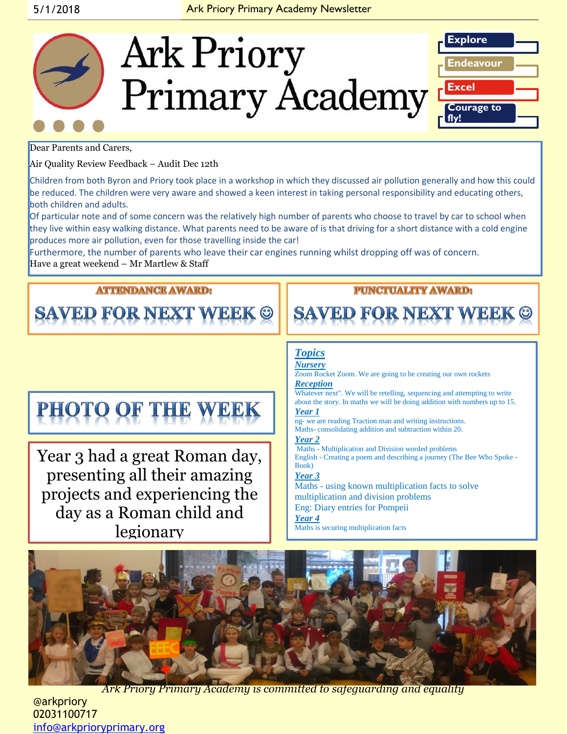5/1/2018 Ark Priory Primary Academy Newsletter

# Ark Priory Primary Academy

**Explore**
**Endeavour**
**Excel**
**Courage to fly!**

Dear Parents and Carers,

Air Quality Review Feedback – Audit Dec 12th

Children from both Byron and Priory took place in a workshop in which they discussed air pollution generally and how this could be reduced. The children were very aware and showed a keen interest in taking personal responsibility and educating others, both children and adults.

Of particular note and of some concern was the relatively high number of parents who choose to travel by car to school when they live within easy walking distance. What parents need to be aware of is that driving for a short distance with a cold engine produces more air pollution, even for those travelling inside the car!

Furthermore, the number of parents who leave their car engines running whilst dropping off was of concern.

Have a great weekend – Mr Martlew & Staff

## ATTENDANCE AWARD:

**SAVED FOR NEXT WEEK ☺**

## PUNCTUALITY AWARD:

**SAVED FOR NEXT WEEK ☺**

## PHOTO OF THE WEEK

Year 3 had a great Roman day, presenting all their amazing projects and experiencing the day as a Roman child and legionary

## *Topics*

***Nursery***

Zoom Rocket Zoom. We are going to be creating our own rockets

***Reception***

Whatever next". We will be retelling, sequencing and attempting to write about the story. In maths we will be doing addition with numbers up to 15.

***Year 1***

ng- we are reading Traction man and writing instructions.
Maths- consolidating addition and subtraction within 20.

***Year 2***

Maths - Multiplication and Division worded problems
English - Creating a poem and describing a journey (The Bee Who Spoke - Book)

***Year 3***

Maths - using known multiplication facts to solve multiplication and division problems
Eng: Diary entries for Pompeii

***Year 4***

Maths is securing multiplication facts

*Ark Priory Primary Academy is committed to safeguarding and equality*

@arkpriory
02031100717
info@arkprioryprimary.org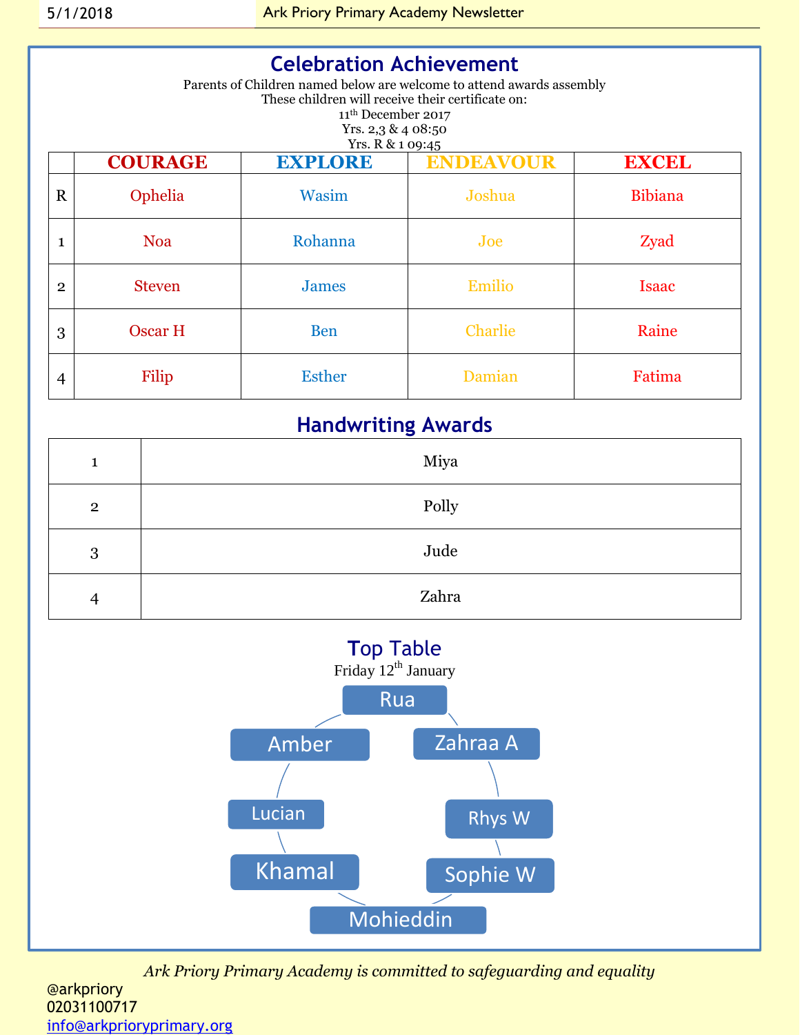# Celebration Achievement

Parents of Children named below are welcome to attend awards assembly
These children will receive their certificate on:
11th December 2017
Yrs. 2,3 & 4 08:50
Yrs. R & 1 09:45

| | COURAGE | EXPLORE | ENDEAVOUR | EXCEL |
|---|---|---|---|---|
| R | Ophelia | Wasim | Joshua | Bibiana |
| 1 | Noa | Rohanna | Joe | Zyad |
| 2 | Steven | James | Emilio | Isaac |
| 3 | Oscar H | Ben | Charlie | Raine |
| 4 | Filip | Esther | Damian | Fatima |

# Handwriting Awards

| | |
|---|---|
| 1 | Miya |
| 2 | Polly |
| 3 | Jude |
| 4 | Zahra |

# Top Table

Friday 12th January

- Rua
- Zahraa A
- Rhys W
- Sophie W
- Mohieddin
- Khamal
- Lucian
- Amber

*Ark Priory Primary Academy is committed to safeguarding and equality*

@arkpriory
02031100717
info@arkprioryprimary.org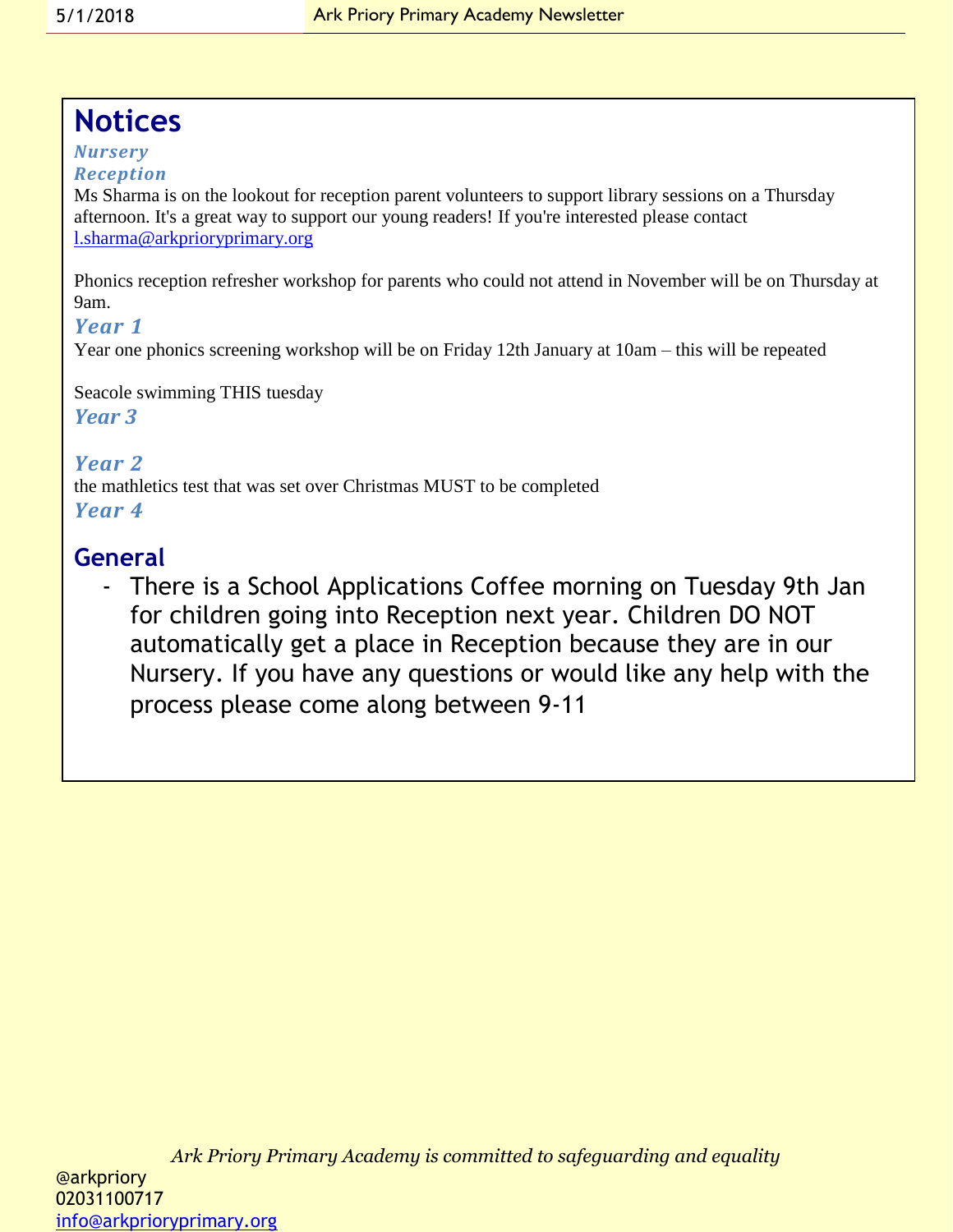# Notices

### *Nursery*

### *Reception*

Ms Sharma is on the lookout for reception parent volunteers to support library sessions on a Thursday afternoon. It's a great way to support our young readers! If you're interested please contact l.sharma@arkprioryprimary.org

Phonics reception refresher workshop for parents who could not attend in November will be on Thursday at 9am.

### *Year 1*

Year one phonics screening workshop will be on Friday 12th January at 10am – this will be repeated

Seacole swimming THIS tuesday

### *Year 3*

### *Year 2*

the mathletics test that was set over Christmas MUST to be completed

### *Year 4*

## General

- There is a School Applications Coffee morning on Tuesday 9th Jan for children going into Reception next year. Children DO NOT automatically get a place in Reception because they are in our Nursery. If you have any questions or would like any help with the process please come along between 9-11

*Ark Priory Primary Academy is committed to safeguarding and equality*

@arkpriory
02031100717
info@arkprioryprimary.org